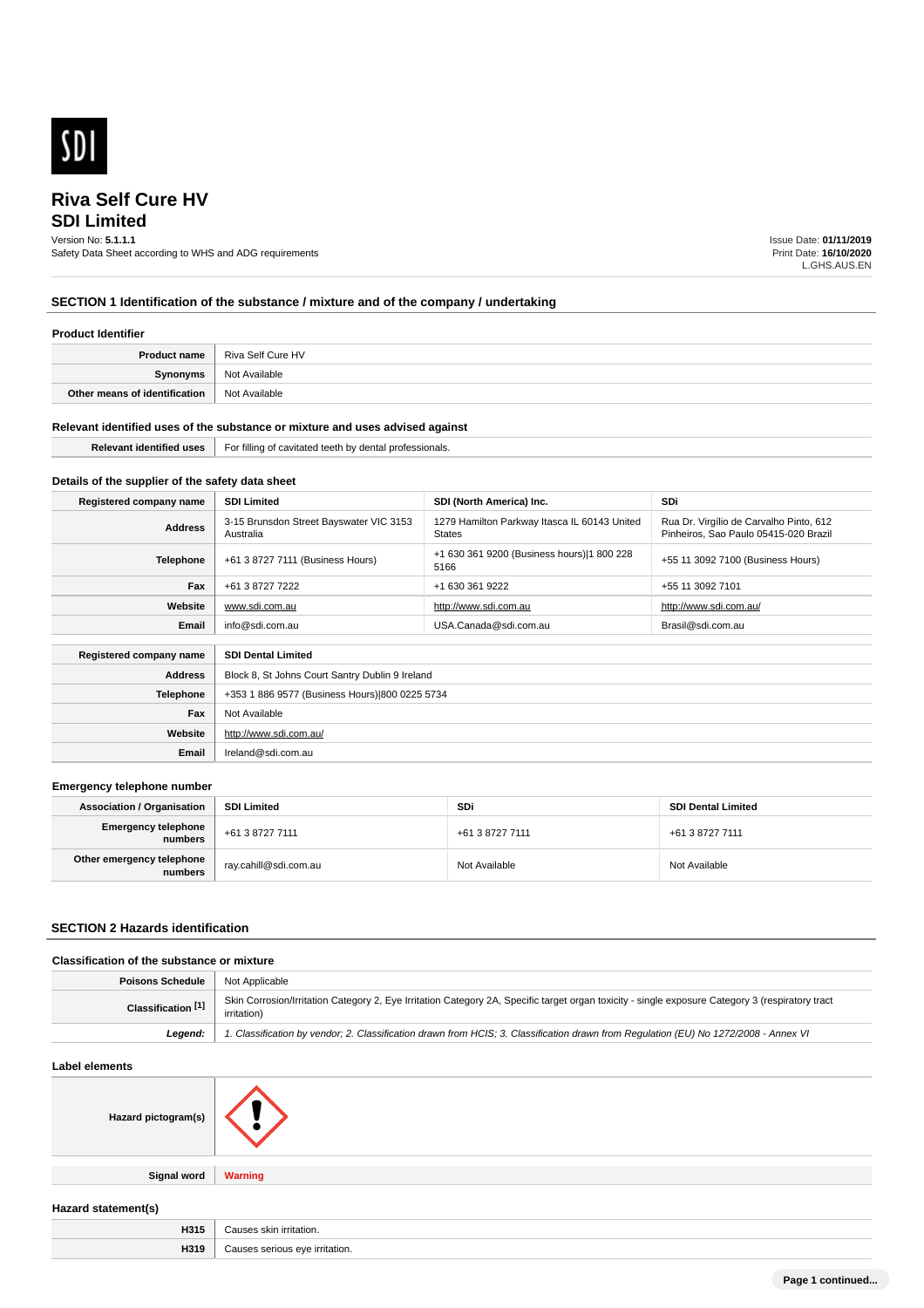# Riva Self Cure HV

## SDI Limited

Version No: **5.1.1.1**
Safety Data Sheet according to WHS and ADG requirements

Issue Date: **01/11/2019**
Print Date: **16/10/2020**
L.GHS.AUS.EN

## SECTION 1 Identification of the substance / mixture and of the company / undertaking

### Product Identifier

| | |
|---|---|
| **Product name** | Riva Self Cure HV |
| **Synonyms** | Not Available |
| **Other means of identification** | Not Available |

### Relevant identified uses of the substance or mixture and uses advised against

| | |
|---|---|
| **Relevant identified uses** | For filling of cavitated teeth by dental professionals. |

### Details of the supplier of the safety data sheet

| **Registered company name** | **SDI Limited** | **SDI (North America) Inc.** | **SDi** |
|---|---|---|---|
| **Address** | 3-15 Brunsdon Street Bayswater VIC 3153 Australia | 1279 Hamilton Parkway Itasca IL 60143 United States | Rua Dr. Virgílio de Carvalho Pinto, 612 Pinheiros, Sao Paulo 05415-020 Brazil |
| **Telephone** | +61 3 8727 7111 (Business Hours) | +1 630 361 9200 (Business hours)\|1 800 228 5166 | +55 11 3092 7100 (Business Hours) |
| **Fax** | +61 3 8727 7222 | +1 630 361 9222 | +55 11 3092 7101 |
| **Website** | www.sdi.com.au | http://www.sdi.com.au | http://www.sdi.com.au/ |
| **Email** | info@sdi.com.au | USA.Canada@sdi.com.au | Brasil@sdi.com.au |

| **Registered company name** | **SDI Dental Limited** |
|---|---|
| **Address** | Block 8, St Johns Court Santry Dublin 9 Ireland |
| **Telephone** | +353 1 886 9577 (Business Hours)\|800 0225 5734 |
| **Fax** | Not Available |
| **Website** | http://www.sdi.com.au/ |
| **Email** | Ireland@sdi.com.au |

### Emergency telephone number

| **Association / Organisation** | **SDI Limited** | **SDi** | **SDI Dental Limited** |
|---|---|---|---|
| **Emergency telephone numbers** | +61 3 8727 7111 | +61 3 8727 7111 | +61 3 8727 7111 |
| **Other emergency telephone numbers** | ray.cahill@sdi.com.au | Not Available | Not Available |

## SECTION 2 Hazards identification

### Classification of the substance or mixture

| | |
|---|---|
| **Poisons Schedule** | Not Applicable |
| **Classification [1]** | Skin Corrosion/Irritation Category 2, Eye Irritation Category 2A, Specific target organ toxicity - single exposure Category 3 (respiratory tract irritation) |
| ***Legend:*** | *1. Classification by vendor; 2. Classification drawn from HCIS; 3. Classification drawn from Regulation (EU) No 1272/2008 - Annex VI* |

### Label elements

| | |
|---|---|
| **Hazard pictogram(s)** | |
| **Signal word** | **Warning** |

### Hazard statement(s)

| | |
|---|---|
| **H315** | Causes skin irritation. |
| **H319** | Causes serious eye irritation. |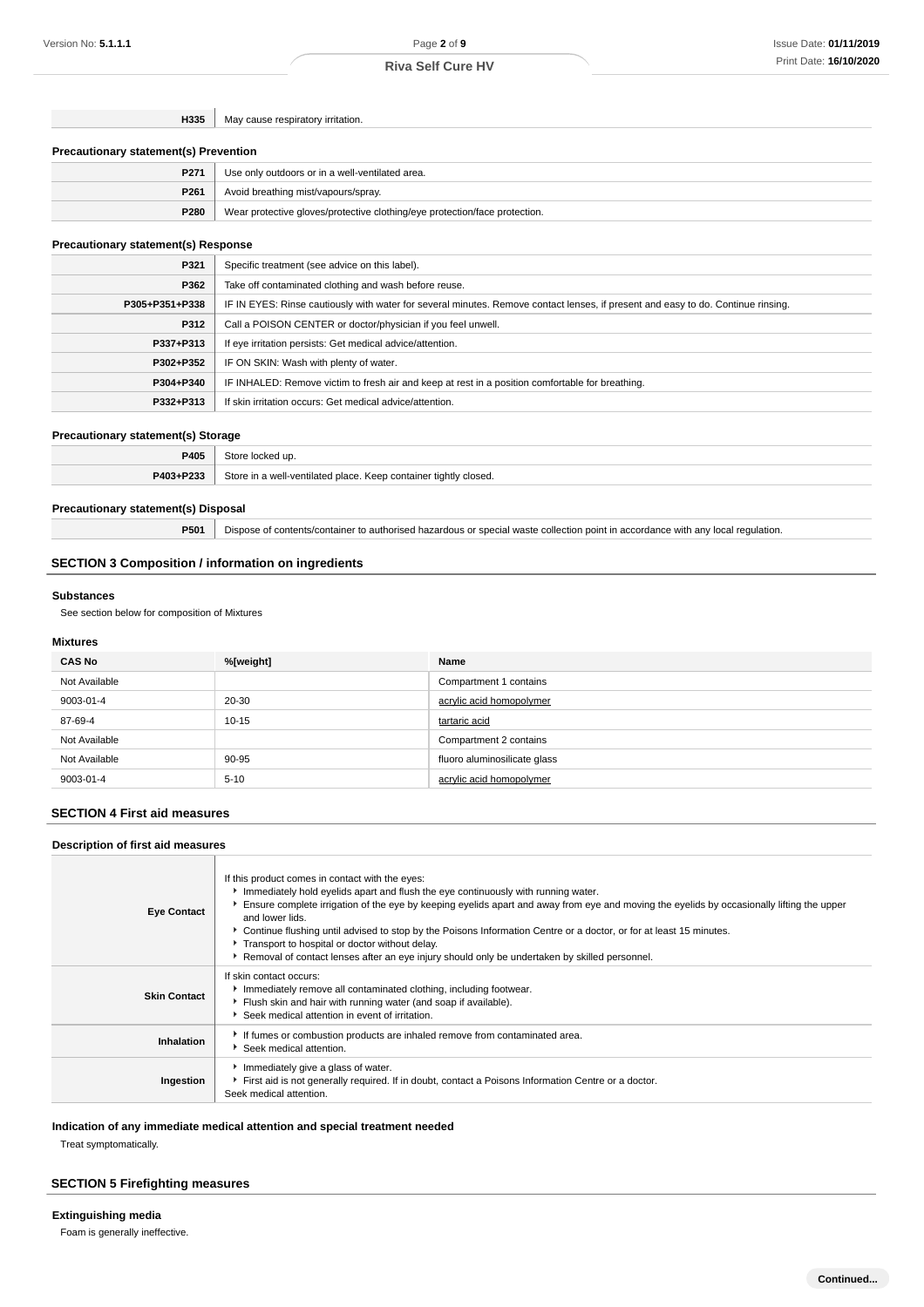| | |
|---|---|
| **H335** | May cause respiratory irritation. |

### Precautionary statement(s) Prevention

| | |
|---|---|
| **P271** | Use only outdoors or in a well-ventilated area. |
| **P261** | Avoid breathing mist/vapours/spray. |
| **P280** | Wear protective gloves/protective clothing/eye protection/face protection. |

### Precautionary statement(s) Response

| | |
|---|---|
| **P321** | Specific treatment (see advice on this label). |
| **P362** | Take off contaminated clothing and wash before reuse. |
| **P305+P351+P338** | IF IN EYES: Rinse cautiously with water for several minutes. Remove contact lenses, if present and easy to do. Continue rinsing. |
| **P312** | Call a POISON CENTER or doctor/physician if you feel unwell. |
| **P337+P313** | If eye irritation persists: Get medical advice/attention. |
| **P302+P352** | IF ON SKIN: Wash with plenty of water. |
| **P304+P340** | IF INHALED: Remove victim to fresh air and keep at rest in a position comfortable for breathing. |
| **P332+P313** | If skin irritation occurs: Get medical advice/attention. |

### Precautionary statement(s) Storage

| | |
|---|---|
| **P405** | Store locked up. |
| **P403+P233** | Store in a well-ventilated place. Keep container tightly closed. |

### Precautionary statement(s) Disposal

| | |
|---|---|
| **P501** | Dispose of contents/container to authorised hazardous or special waste collection point in accordance with any local regulation. |

## SECTION 3 Composition / information on ingredients

### Substances

See section below for composition of Mixtures

### Mixtures

| CAS No | %[weight] | Name |
|---|---|---|
| Not Available | | Compartment 1 contains |
| 9003-01-4 | 20-30 | acrylic acid homopolymer |
| 87-69-4 | 10-15 | tartaric acid |
| Not Available | | Compartment 2 contains |
| Not Available | 90-95 | fluoro aluminosilicate glass |
| 9003-01-4 | 5-10 | acrylic acid homopolymer |

## SECTION 4 First aid measures

### Description of first aid measures

| | |
|---|---|
| **Eye Contact** | If this product comes in contact with the eyes:<br>▸ Immediately hold eyelids apart and flush the eye continuously with running water.<br>▸ Ensure complete irrigation of the eye by keeping eyelids apart and away from eye and moving the eyelids by occasionally lifting the upper and lower lids.<br>▸ Continue flushing until advised to stop by the Poisons Information Centre or a doctor, or for at least 15 minutes.<br>▸ Transport to hospital or doctor without delay.<br>▸ Removal of contact lenses after an eye injury should only be undertaken by skilled personnel. |
| **Skin Contact** | If skin contact occurs:<br>▸ Immediately remove all contaminated clothing, including footwear.<br>▸ Flush skin and hair with running water (and soap if available).<br>▸ Seek medical attention in event of irritation. |
| **Inhalation** | ▸ If fumes or combustion products are inhaled remove from contaminated area.<br>▸ Seek medical attention. |
| **Ingestion** | ▸ Immediately give a glass of water.<br>▸ First aid is not generally required. If in doubt, contact a Poisons Information Centre or a doctor.<br>Seek medical attention. |

### Indication of any immediate medical attention and special treatment needed

Treat symptomatically.

## SECTION 5 Firefighting measures

### Extinguishing media

Foam is generally ineffective.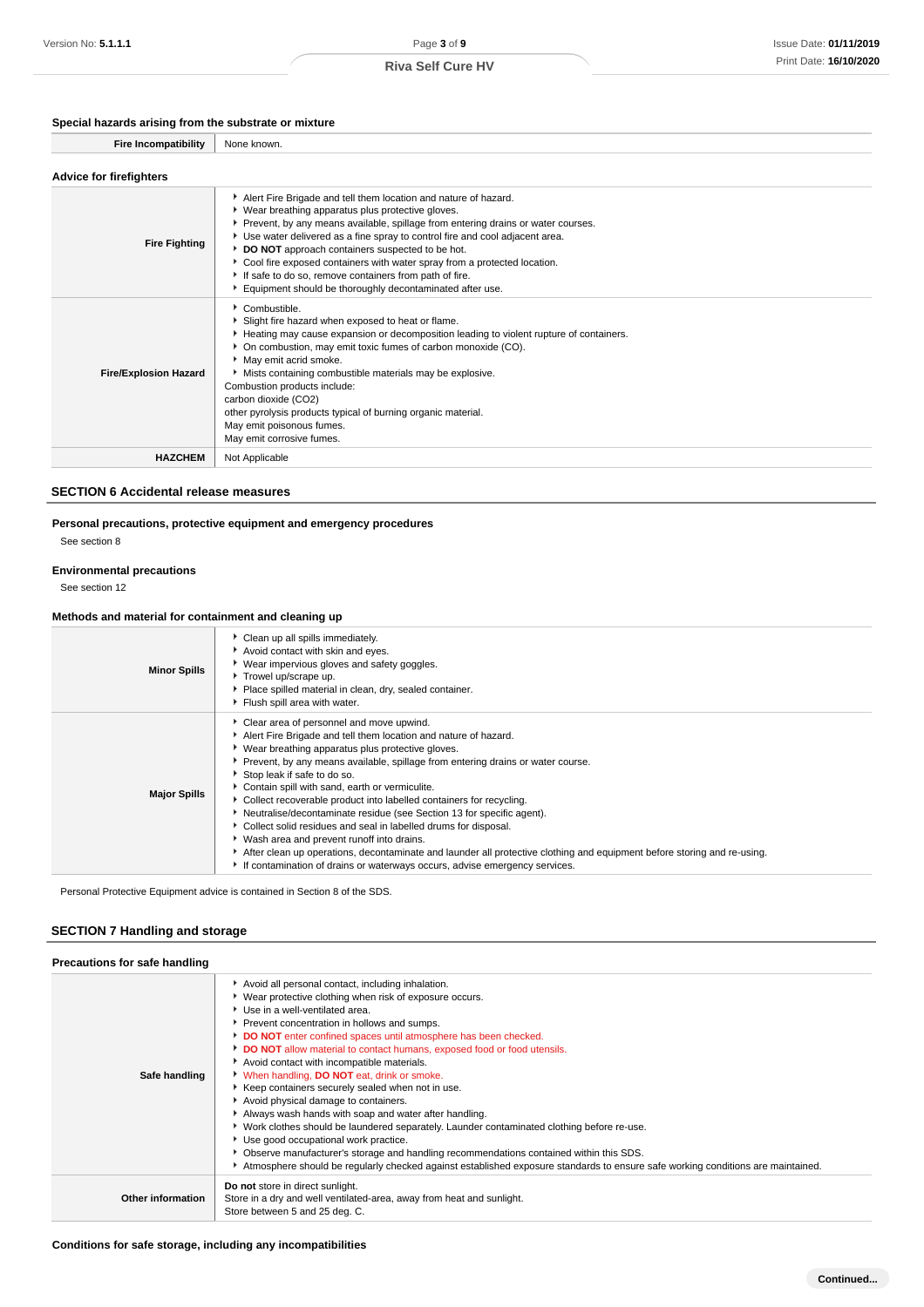### Special hazards arising from the substrate or mixture

| | |
|---|---|
| **Fire Incompatibility** | None known. |

### Advice for firefighters

| | |
|---|---|
| **Fire Fighting** | ▸ Alert Fire Brigade and tell them location and nature of hazard.<br>▸ Wear breathing apparatus plus protective gloves.<br>▸ Prevent, by any means available, spillage from entering drains or water courses.<br>▸ Use water delivered as a fine spray to control fire and cool adjacent area.<br>▸ **DO NOT** approach containers suspected to be hot.<br>▸ Cool fire exposed containers with water spray from a protected location.<br>▸ If safe to do so, remove containers from path of fire.<br>▸ Equipment should be thoroughly decontaminated after use. |
| **Fire/Explosion Hazard** | ▸ Combustible.<br>▸ Slight fire hazard when exposed to heat or flame.<br>▸ Heating may cause expansion or decomposition leading to violent rupture of containers.<br>▸ On combustion, may emit toxic fumes of carbon monoxide (CO).<br>▸ May emit acrid smoke.<br>▸ Mists containing combustible materials may be explosive.<br>Combustion products include:<br>carbon dioxide ($CO_2$)<br>other pyrolysis products typical of burning organic material.<br>May emit poisonous fumes.<br>May emit corrosive fumes. |
| **HAZCHEM** | Not Applicable |

## SECTION 6 Accidental release measures

### Personal precautions, protective equipment and emergency procedures

See section 8

### Environmental precautions

See section 12

### Methods and material for containment and cleaning up

| | |
|---|---|
| **Minor Spills** | ▸ Clean up all spills immediately.<br>▸ Avoid contact with skin and eyes.<br>▸ Wear impervious gloves and safety goggles.<br>▸ Trowel up/scrape up.<br>▸ Place spilled material in clean, dry, sealed container.<br>▸ Flush spill area with water. |
| **Major Spills** | ▸ Clear area of personnel and move upwind.<br>▸ Alert Fire Brigade and tell them location and nature of hazard.<br>▸ Wear breathing apparatus plus protective gloves.<br>▸ Prevent, by any means available, spillage from entering drains or water course.<br>▸ Stop leak if safe to do so.<br>▸ Contain spill with sand, earth or vermiculite.<br>▸ Collect recoverable product into labelled containers for recycling.<br>▸ Neutralise/decontaminate residue (see Section 13 for specific agent).<br>▸ Collect solid residues and seal in labelled drums for disposal.<br>▸ Wash area and prevent runoff into drains.<br>▸ After clean up operations, decontaminate and launder all protective clothing and equipment before storing and re-using.<br>▸ If contamination of drains or waterways occurs, advise emergency services. |

Personal Protective Equipment advice is contained in Section 8 of the SDS.

## SECTION 7 Handling and storage

### Precautions for safe handling

| | |
|---|---|
| **Safe handling** | ▸ Avoid all personal contact, including inhalation.<br>▸ Wear protective clothing when risk of exposure occurs.<br>▸ Use in a well-ventilated area.<br>▸ Prevent concentration in hollows and sumps.<br>▸ **DO NOT** enter confined spaces until atmosphere has been checked.<br>▸ **DO NOT** allow material to contact humans, exposed food or food utensils.<br>▸ Avoid contact with incompatible materials.<br>▸ When handling, **DO NOT** eat, drink or smoke.<br>▸ Keep containers securely sealed when not in use.<br>▸ Avoid physical damage to containers.<br>▸ Always wash hands with soap and water after handling.<br>▸ Work clothes should be laundered separately. Launder contaminated clothing before re-use.<br>▸ Use good occupational work practice.<br>▸ Observe manufacturer's storage and handling recommendations contained within this SDS.<br>▸ Atmosphere should be regularly checked against established exposure standards to ensure safe working conditions are maintained. |
| **Other information** | **Do not** store in direct sunlight.<br>Store in a dry and well ventilated-area, away from heat and sunlight.<br>Store between 5 and 25 deg. C. |

### Conditions for safe storage, including any incompatibilities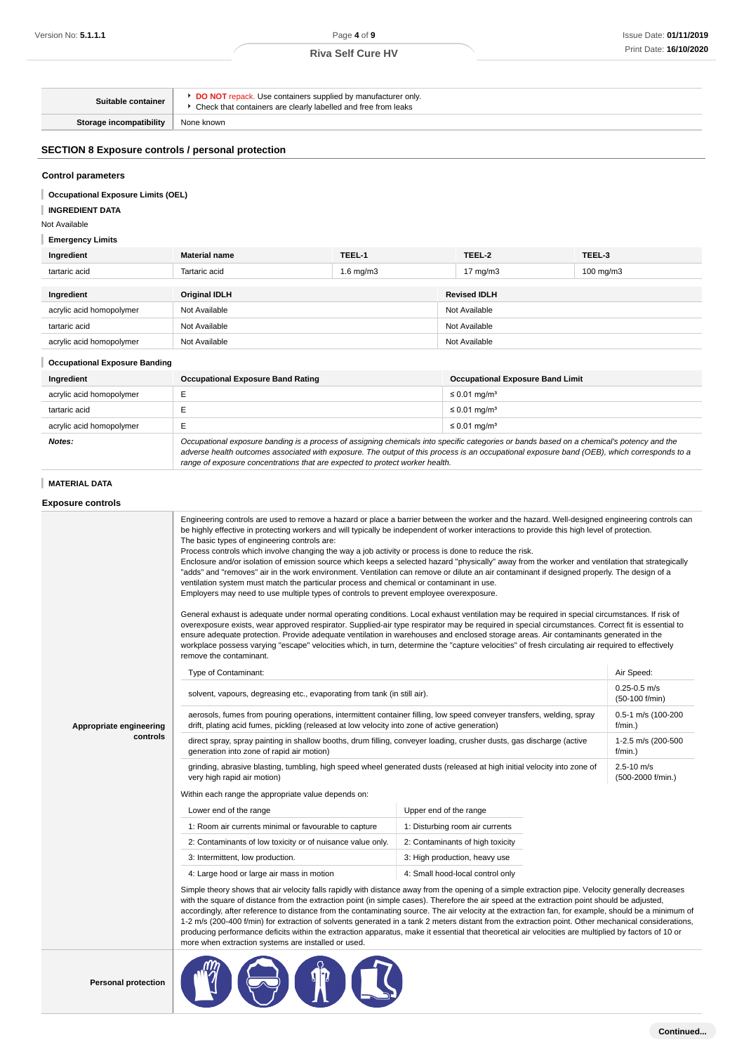| Suitable container | DO NOT repack. Use containers supplied by manufacturer only.<br>Check that containers are clearly labelled and free from leaks |
|---|---|
| Storage incompatibility | None known |

## SECTION 8 Exposure controls / personal protection

### Control parameters

**Occupational Exposure Limits (OEL)**

**INGREDIENT DATA**

Not Available

**Emergency Limits**

| Ingredient | Material name | TEEL-1 | TEEL-2 | TEEL-3 |
|---|---|---|---|---|
| tartaric acid | Tartaric acid | 1.6 mg/m3 | 17 mg/m3 | 100 mg/m3 |

| Ingredient | Original IDLH | Revised IDLH |
|---|---|---|
| acrylic acid homopolymer | Not Available | Not Available |
| tartaric acid | Not Available | Not Available |
| acrylic acid homopolymer | Not Available | Not Available |

**Occupational Exposure Banding**

| Ingredient | Occupational Exposure Band Rating | Occupational Exposure Band Limit |
|---|---|---|
| acrylic acid homopolymer | E | ≤ 0.01 mg/m³ |
| tartaric acid | E | ≤ 0.01 mg/m³ |
| acrylic acid homopolymer | E | ≤ 0.01 mg/m³ |
| ***Notes:*** | *Occupational exposure banding is a process of assigning chemicals into specific categories or bands based on a chemical's potency and the adverse health outcomes associated with exposure. The output of this process is an occupational exposure band (OEB), which corresponds to a range of exposure concentrations that are expected to protect worker health.* | |

**MATERIAL DATA**

### Exposure controls

**Appropriate engineering controls**

Engineering controls are used to remove a hazard or place a barrier between the worker and the hazard. Well-designed engineering controls can be highly effective in protecting workers and will typically be independent of worker interactions to provide this high level of protection.
The basic types of engineering controls are:
Process controls which involve changing the way a job activity or process is done to reduce the risk.
Enclosure and/or isolation of emission source which keeps a selected hazard "physically" away from the worker and ventilation that strategically "adds" and "removes" air in the work environment. Ventilation can remove or dilute an air contaminant if designed properly. The design of a ventilation system must match the particular process and chemical or contaminant in use.
Employers may need to use multiple types of controls to prevent employee overexposure.

General exhaust is adequate under normal operating conditions. Local exhaust ventilation may be required in special circumstances. If risk of overexposure exists, wear approved respirator. Supplied-air type respirator may be required in special circumstances. Correct fit is essential to ensure adequate protection. Provide adequate ventilation in warehouses and enclosed storage areas. Air contaminants generated in the workplace possess varying "escape" velocities which, in turn, determine the "capture velocities" of fresh circulating air required to effectively remove the contaminant.

| Type of Contaminant: | Air Speed: |
|---|---|
| solvent, vapours, degreasing etc., evaporating from tank (in still air). | 0.25-0.5 m/s (50-100 f/min) |
| aerosols, fumes from pouring operations, intermittent container filling, low speed conveyer transfers, welding, spray drift, plating acid fumes, pickling (released at low velocity into zone of active generation) | 0.5-1 m/s (100-200 f/min.) |
| direct spray, spray painting in shallow booths, drum filling, conveyer loading, crusher dusts, gas discharge (active generation into zone of rapid air motion) | 1-2.5 m/s (200-500 f/min.) |
| grinding, abrasive blasting, tumbling, high speed wheel generated dusts (released at high initial velocity into zone of very high rapid air motion) | 2.5-10 m/s (500-2000 f/min.) |

Within each range the appropriate value depends on:

| Lower end of the range | Upper end of the range |
|---|---|
| 1: Room air currents minimal or favourable to capture | 1: Disturbing room air currents |
| 2: Contaminants of low toxicity or of nuisance value only. | 2: Contaminants of high toxicity |
| 3: Intermittent, low production. | 3: High production, heavy use |
| 4: Large hood or large air mass in motion | 4: Small hood-local control only |

Simple theory shows that air velocity falls rapidly with distance away from the opening of a simple extraction pipe. Velocity generally decreases with the square of distance from the extraction point (in simple cases). Therefore the air speed at the extraction point should be adjusted, accordingly, after reference to distance from the contaminating source. The air velocity at the extraction fan, for example, should be a minimum of 1-2 m/s (200-400 f/min) for extraction of solvents generated in a tank 2 meters distant from the extraction point. Other mechanical considerations, producing performance deficits within the extraction apparatus, make it essential that theoretical air velocities are multiplied by factors of 10 or more when extraction systems are installed or used.

**Personal protection**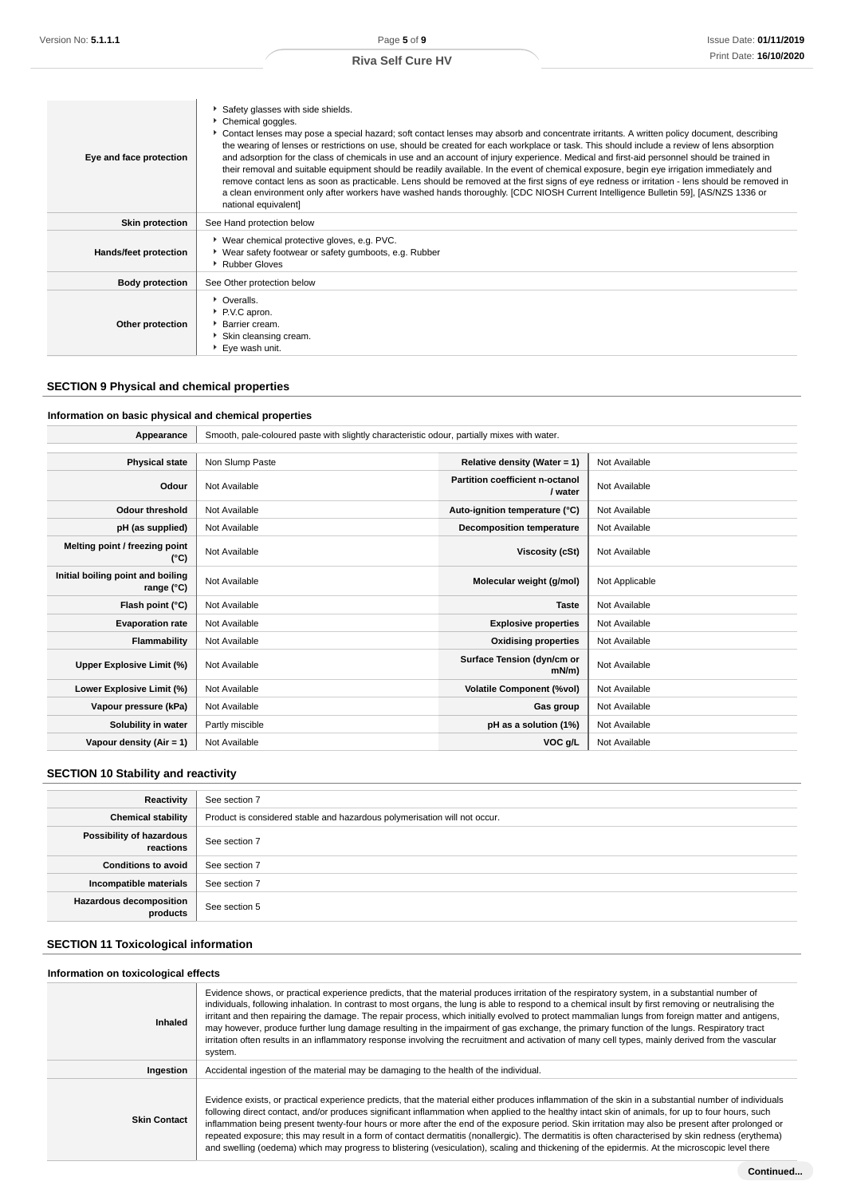| | |
|---|---|
| **Eye and face protection** | ▸ Safety glasses with side shields.<br>▸ Chemical goggles.<br>▸ Contact lenses may pose a special hazard; soft contact lenses may absorb and concentrate irritants. A written policy document, describing the wearing of lenses or restrictions on use, should be created for each workplace or task. This should include a review of lens absorption and adsorption for the class of chemicals in use and an account of injury experience. Medical and first-aid personnel should be trained in their removal and suitable equipment should be readily available. In the event of chemical exposure, begin eye irrigation immediately and remove contact lens as soon as practicable. Lens should be removed at the first signs of eye redness or irritation - lens should be removed in a clean environment only after workers have washed hands thoroughly. [CDC NIOSH Current Intelligence Bulletin 59], [AS/NZS 1336 or national equivalent] |
| **Skin protection** | See Hand protection below |
| **Hands/feet protection** | ▸ Wear chemical protective gloves, e.g. PVC.<br>▸ Wear safety footwear or safety gumboots, e.g. Rubber<br>▸ Rubber Gloves |
| **Body protection** | See Other protection below |
| **Other protection** | ▸ Overalls.<br>▸ P.V.C apron.<br>▸ Barrier cream.<br>▸ Skin cleansing cream.<br>▸ Eye wash unit. |

## SECTION 9 Physical and chemical properties

### Information on basic physical and chemical properties

| | | | |
|---|---|---|---|
| **Appearance** | Smooth, pale-coloured paste with slightly characteristic odour, partially mixes with water. | | |
| **Physical state** | Non Slump Paste | **Relative density (Water = 1)** | Not Available |
| **Odour** | Not Available | **Partition coefficient n-octanol / water** | Not Available |
| **Odour threshold** | Not Available | **Auto-ignition temperature (°C)** | Not Available |
| **pH (as supplied)** | Not Available | **Decomposition temperature** | Not Available |
| **Melting point / freezing point (°C)** | Not Available | **Viscosity (cSt)** | Not Available |
| **Initial boiling point and boiling range (°C)** | Not Available | **Molecular weight (g/mol)** | Not Applicable |
| **Flash point (°C)** | Not Available | **Taste** | Not Available |
| **Evaporation rate** | Not Available | **Explosive properties** | Not Available |
| **Flammability** | Not Available | **Oxidising properties** | Not Available |
| **Upper Explosive Limit (%)** | Not Available | **Surface Tension (dyn/cm or mN/m)** | Not Available |
| **Lower Explosive Limit (%)** | Not Available | **Volatile Component (%vol)** | Not Available |
| **Vapour pressure (kPa)** | Not Available | **Gas group** | Not Available |
| **Solubility in water** | Partly miscible | **pH as a solution (1%)** | Not Available |
| **Vapour density (Air = 1)** | Not Available | **VOC g/L** | Not Available |

## SECTION 10 Stability and reactivity

| | |
|---|---|
| **Reactivity** | See section 7 |
| **Chemical stability** | Product is considered stable and hazardous polymerisation will not occur. |
| **Possibility of hazardous reactions** | See section 7 |
| **Conditions to avoid** | See section 7 |
| **Incompatible materials** | See section 7 |
| **Hazardous decomposition products** | See section 5 |

## SECTION 11 Toxicological information

### Information on toxicological effects

| | |
|---|---|
| **Inhaled** | Evidence shows, or practical experience predicts, that the material produces irritation of the respiratory system, in a substantial number of individuals, following inhalation. In contrast to most organs, the lung is able to respond to a chemical insult by first removing or neutralising the irritant and then repairing the damage. The repair process, which initially evolved to protect mammalian lungs from foreign matter and antigens, may however, produce further lung damage resulting in the impairment of gas exchange, the primary function of the lungs. Respiratory tract irritation often results in an inflammatory response involving the recruitment and activation of many cell types, mainly derived from the vascular system. |
| **Ingestion** | Accidental ingestion of the material may be damaging to the health of the individual. |
| **Skin Contact** | Evidence exists, or practical experience predicts, that the material either produces inflammation of the skin in a substantial number of individuals following direct contact, and/or produces significant inflammation when applied to the healthy intact skin of animals, for up to four hours, such inflammation being present twenty-four hours or more after the end of the exposure period. Skin irritation may also be present after prolonged or repeated exposure; this may result in a form of contact dermatitis (nonallergic). The dermatitis is often characterised by skin redness (erythema) and swelling (oedema) which may progress to blistering (vesiculation), scaling and thickening of the epidermis. At the microscopic level there |

Continued...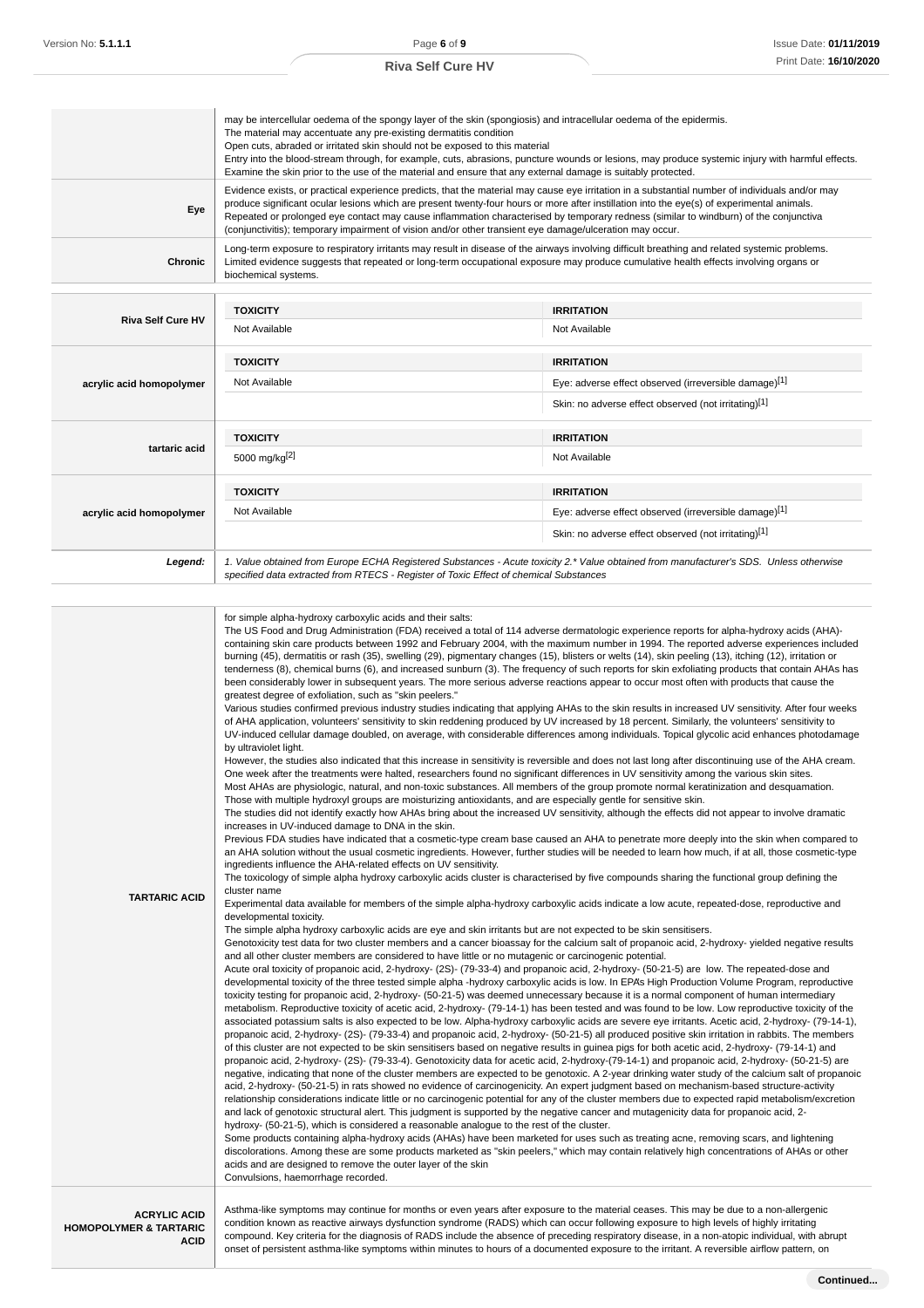|  |  |
|---|---|
|  | may be intercellular oedema of the spongy layer of the skin (spongiosis) and intracellular oedema of the epidermis.<br>The material may accentuate any pre-existing dermatitis condition<br>Open cuts, abraded or irritated skin should not be exposed to this material<br>Entry into the blood-stream through, for example, cuts, abrasions, puncture wounds or lesions, may produce systemic injury with harmful effects. Examine the skin prior to the use of the material and ensure that any external damage is suitably protected. |
| **Eye** | Evidence exists, or practical experience predicts, that the material may cause eye irritation in a substantial number of individuals and/or may produce significant ocular lesions which are present twenty-four hours or more after instillation into the eye(s) of experimental animals.<br>Repeated or prolonged eye contact may cause inflammation characterised by temporary redness (similar to windburn) of the conjunctiva (conjunctivitis); temporary impairment of vision and/or other transient eye damage/ulceration may occur. |
| **Chronic** | Long-term exposure to respiratory irritants may result in disease of the airways involving difficult breathing and related systemic problems.<br>Limited evidence suggests that repeated or long-term occupational exposure may produce cumulative health effects involving organs or biochemical systems. |

| | TOXICITY | IRRITATION |
|---|---|---|
| **Riva Self Cure HV** | Not Available | Not Available |
| **acrylic acid homopolymer** | Not Available | Eye: adverse effect observed (irreversible damage)[1] |
| | | Skin: no adverse effect observed (not irritating)[1] |
| **tartaric acid** | 5000 mg/kg[2] | Not Available |
| **acrylic acid homopolymer** | Not Available | Eye: adverse effect observed (irreversible damage)[1] |
| | | Skin: no adverse effect observed (not irritating)[1] |
| ***Legend:*** | *1. Value obtained from Europe ECHA Registered Substances - Acute toxicity 2.\* Value obtained from manufacturer's SDS. Unless otherwise specified data extracted from RTECS - Register of Toxic Effect of chemical Substances* | |

|  |  |
|---|---|
| **TARTARIC ACID** | for simple alpha-hydroxy carboxylic acids and their salts:<br>The US Food and Drug Administration (FDA) received a total of 114 adverse dermatologic experience reports for alpha-hydroxy acids (AHA)-containing skin care products between 1992 and February 2004, with the maximum number in 1994. The reported adverse experiences included burning (45), dermatitis or rash (35), swelling (29), pigmentary changes (15), blisters or welts (14), skin peeling (13), itching (12), irritation or tenderness (8), chemical burns (6), and increased sunburn (3). The frequency of such reports for skin exfoliating products that contain AHAs has been considerably lower in subsequent years. The more serious adverse reactions appear to occur most often with products that cause the greatest degree of exfoliation, such as "skin peelers."<br>Various studies confirmed previous industry studies indicating that applying AHAs to the skin results in increased UV sensitivity. After four weeks of AHA application, volunteers' sensitivity to skin reddening produced by UV increased by 18 percent. Similarly, the volunteers' sensitivity to UV-induced cellular damage doubled, on average, with considerable differences among individuals. Topical glycolic acid enhances photodamage by ultraviolet light.<br>However, the studies also indicated that this increase in sensitivity is reversible and does not last long after discontinuing use of the AHA cream. One week after the treatments were halted, researchers found no significant differences in UV sensitivity among the various skin sites.<br>Most AHAs are physiologic, natural, and non-toxic substances. All members of the group promote normal keratinization and desquamation. Those with multiple hydroxyl groups are moisturizing antioxidants, and are especially gentle for sensitive skin.<br>The studies did not identify exactly how AHAs bring about the increased UV sensitivity, although the effects did not appear to involve dramatic increases in UV-induced damage to DNA in the skin.<br>Previous FDA studies have indicated that a cosmetic-type cream base caused an AHA to penetrate more deeply into the skin when compared to an AHA solution without the usual cosmetic ingredients. However, further studies will be needed to learn how much, if at all, those cosmetic-type ingredients influence the AHA-related effects on UV sensitivity.<br>The toxicology of simple alpha hydroxy carboxylic acids cluster is characterised by five compounds sharing the functional group defining the cluster name<br>Experimental data available for members of the simple alpha-hydroxy carboxylic acids indicate a low acute, repeated-dose, reproductive and developmental toxicity.<br>The simple alpha hydroxy carboxylic acids are eye and skin irritants but are not expected to be skin sensitisers.<br>Genotoxicity test data for two cluster members and a cancer bioassay for the calcium salt of propanoic acid, 2-hydroxy- yielded negative results and all other cluster members are considered to have little or no mutagenic or carcinogenic potential.<br>Acute oral toxicity of propanoic acid, 2-hydroxy- (2S)- (79-33-4) and propanoic acid, 2-hydroxy- (50-21-5) are low. The repeated-dose and developmental toxicity of the three tested simple alpha -hydroxy carboxylic acids is low. In EPA's High Production Volume Program, reproductive toxicity testing for propanoic acid, 2-hydroxy- (50-21-5) was deemed unnecessary because it is a normal component of human intermediary metabolism. Reproductive toxicity of acetic acid, 2-hydroxy- (79-14-1) has been tested and was found to be low. Low reproductive toxicity of the associated potassium salts is also expected to be low. Alpha-hydroxy carboxylic acids are severe eye irritants. Acetic acid, 2-hydroxy- (79-14-1), propanoic acid, 2-hydroxy- (2S)- (79-33-4) and propanoic acid, 2-hydroxy- (50-21-5) all produced positive skin irritation in rabbits. The members of this cluster are not expected to be skin sensitisers based on negative results in guinea pigs for both acetic acid, 2-hydroxy- (79-14-1) and propanoic acid, 2-hydroxy- (2S)- (79-33-4). Genotoxicity data for acetic acid, 2-hydroxy-(79-14-1) and propanoic acid, 2-hydroxy- (50-21-5) are negative, indicating that none of the cluster members are expected to be genotoxic. A 2-year drinking water study of the calcium salt of propanoic acid, 2-hydroxy- (50-21-5) in rats showed no evidence of carcinogenicity. An expert judgment based on mechanism-based structure-activity relationship considerations indicate little or no carcinogenic potential for any of the cluster members due to expected rapid metabolism/excretion and lack of genotoxic structural alert. This judgment is supported by the negative cancer and mutagenicity data for propanoic acid, 2-hydroxy- (50-21-5), which is considered a reasonable analogue to the rest of the cluster.<br>Some products containing alpha-hydroxy acids (AHAs) have been marketed for uses such as treating acne, removing scars, and lightening discolorations. Among these are some products marketed as "skin peelers," which may contain relatively high concentrations of AHAs or other acids and are designed to remove the outer layer of the skin<br>Convulsions, haemorrhage recorded. |
| **ACRYLIC ACID HOMOPOLYMER & TARTARIC ACID** | Asthma-like symptoms may continue for months or even years after exposure to the material ceases. This may be due to a non-allergenic condition known as reactive airways dysfunction syndrome (RADS) which can occur following exposure to high levels of highly irritating compound. Key criteria for the diagnosis of RADS include the absence of preceding respiratory disease, in a non-atopic individual, with abrupt onset of persistent asthma-like symptoms within minutes to hours of a documented exposure to the irritant. A reversible airflow pattern, on |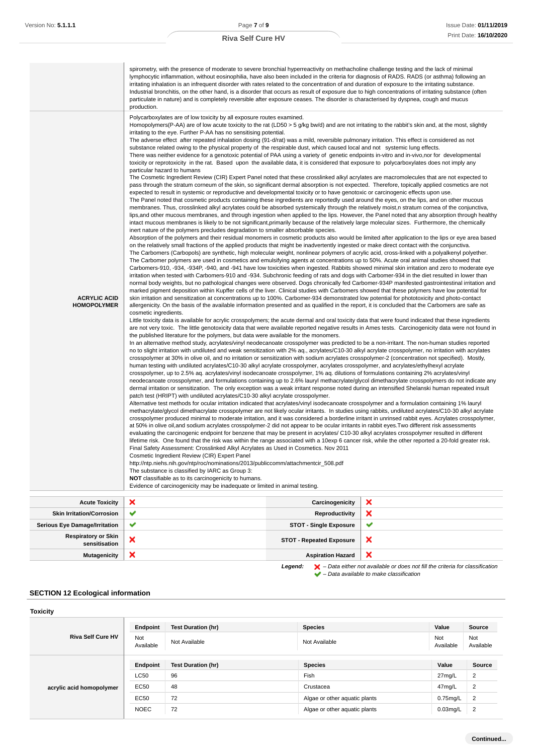| | |
|---|---|
| | spirometry, with the presence of moderate to severe bronchial hyperreactivity on methacholine challenge testing and the lack of minimal lymphocytic inflammation, without eosinophilia, have also been included in the criteria for diagnosis of RADS. RADS (or asthma) following an irritating inhalation is an infrequent disorder with rates related to the concentration of and duration of exposure to the irritating substance. Industrial bronchitis, on the other hand, is a disorder that occurs as result of exposure due to high concentrations of irritating substance (often particulate in nature) and is completely reversible after exposure ceases. The disorder is characterised by dyspnea, cough and mucus production. |
| **ACRYLIC ACID HOMOPOLYMER** | Polycarboxylates are of low toxicity by all exposure routes examined.<br>Homopolymers(P-AA) are of low acute toxicity to the rat (LD50 > 5 g/kg bw/d) and are not irritating to the rabbit's skin and, at the most, slightly irritating to the eye. Further P-AA has no sensitising potential.<br>The adverse effect after repeated inhalation dosing (91-d/rat) was a mild, reversible pulmonary irritation. This effect is considered as not substance related owing to the physical property of the respirable dust, which caused local and not systemic lung effects.<br>There was neither evidence for a genotoxic potential of PAA using a variety of genetic endpoints in-vitro and in-vivo,nor for developmental toxicity or reprotoxicity in the rat. Based upon the available data, it is considered that exposure to polycarboxylates does not imply any particular hazard to humans<br>The Cosmetic Ingredient Review (CIR) Expert Panel noted that these crosslinked alkyl acrylates are macromolecules that are not expected to pass through the stratum corneum of the skin, so significant dermal absorption is not expected. Therefore, topically applied cosmetics are not expected to result in systemic or reproductive and developmental toxicity or to have genotoxic or carcinogenic effects upon use.<br>The Panel noted that cosmetic products containing these ingredients are reportedly used around the eyes, on the lips, and on other mucous membranes. Thus, crosslinked alkyl acrylates could be absorbed systemically through the relatively moist,n stratum cornea of the conjunctiva, lips,and other mucous membranes, and through ingestion when applied to the lips. However, the Panel noted that any absorption through healthy intact mucous membranes is likely to be not significant,primarily because of the relatively large molecular sizes. Furthermore, the chemically inert nature of the polymers precludes degradation to smaller absorbable species.<br>Absorption of the polymers and their residual monomers in cosmetic products also would be limited after application to the lips or eye area based on the relatively small fractions of the applied products that might be inadvertently ingested or make direct contact with the conjunctiva.<br>The Carbomers (Carbopols) are synthetic, high molecular weight, nonlinear polymers of acrylic acid, cross-linked with a polyalkenyl polyether. The Carbomer polymers are used in cosmetics and emulsifying agents at concentrations up to 50%. Acute oral animal studies showed that Carbomers-910, -934, -934P, -940, and -941 have low toxicities when ingested. Rabbits showed minimal skin irritation and zero to moderate eye irritation when tested with Carbomers-910 and -934. Subchronic feeding of rats and dogs with Carbomer-934 in the diet resulted in lower than normal body weights, but no pathological changes were observed. Dogs chronically fed Carbomer-934P manifested gastrointestinal irritation and marked pigment deposition within Kupffer cells of the liver. Clinical studies with Carbomers showed that these polymers have low potential for skin irritation and sensitization at concentrations up to 100%. Carbomer-934 demonstrated low potential for phototoxicity and photo-contact allergenicity. On the basis of the available information presented and as qualified in the report, it is concluded that the Carbomers are safe as cosmetic ingredients.<br>Little toxicity data is available for acrylic crosspolymers; the acute dermal and oral toxicity data that were found indicated that these ingredients are not very toxic. The little genotoxicity data that were available reported negative results in Ames tests. Carcinogenicity data were not found in the published literature for the polymers, but data were available for the monomers.<br>In an alternative method study, acrylates/vinyl neodecanoate crosspolymer was predicted to be a non-irritant. The non-human studies reported no to slight irritation with undiluted and weak sensitization with 2% aq., acrylates/C10-30 alkyl acrylate crosspolymer, no irritation with acrylates crosspolymer at 30% in olive oil, and no irritation or sensitization with sodium acrylates crosspolymer-2 (concentration not specified). Mostly, human testing with undiluted acrylates/C10-30 alkyl acrylate crosspolymer, acrylates crosspolymer, and acrylates/ethylhexyl acrylate crosspolymer, up to 2.5% aq. acrylates/vinyl isodecanoate crosspolymer, 1% aq. dilutions of formulations containing 2% acrylates/vinyl neodecanoate crosspolymer, and formulations containing up to 2.6% lauryl methacrylate/glycol dimethacrylate crosspolymers do not indicate any dermal irritation or sensitization. The only exception was a weak irritant response noted during an intensified Shelanski human repeated insult patch test (HRIPT) with undiluted acrylates/C10-30 alkyl acrylate crosspolymer.<br>Alternative test methods for ocular irritation indicated that acrylates/vinyl isodecanoate crosspolymer and a formulation containing 1% lauryl methacrylate/glycol dimethacrylate crosspolymer are not likely ocular irritants. In studies using rabbits, undiluted acrylates/C10-30 alkyl acrylate crosspolymer produced minimal to moderate irritation, and it was considered a borderline irritant in unrinsed rabbit eyes. Acrylates crosspolymer, at 50% in olive oil,and sodium acrylates crosspolymer-2 did not appear to be ocular irritants in rabbit eyes.Two different risk assessments evaluating the carcinogenic endpoint for benzene that may be present in acrylates/ C10-30 alkyl acrylates crosspolymer resulted in different lifetime risk. One found that the risk was within the range associated with a 10exp 6 cancer risk, while the other reported a 20-fold greater risk.<br>Final Safety Assessment: Crosslinked Alkyl Acrylates as Used in Cosmetics. Nov 2011<br>Cosmetic Ingredient Review (CIR) Expert Panel<br>http://ntp.niehs.nih.gov/ntp/roc/nominations/2013/publiccomm/attachmentcir_508.pdf<br>The substance is classified by IARC as Group 3:<br>**NOT** classifiable as to its carcinogenicity to humans.<br>Evidence of carcinogenicity may be inadequate or limited in animal testing. |

| | | | |
|---|---|---|---|
| **Acute Toxicity** | ✘ | **Carcinogenicity** | ✘ |
| **Skin Irritation/Corrosion** | ✔ | **Reproductivity** | ✘ |
| **Serious Eye Damage/Irritation** | ✔ | **STOT - Single Exposure** | ✔ |
| **Respiratory or Skin sensitisation** | ✘ | **STOT - Repeated Exposure** | ✘ |
| **Mutagenicity** | ✘ | **Aspiration Hazard** | ✘ |

***Legend:*** ✘ *– Data either not available or does not fill the criteria for classification*
✔ *– Data available to make classification*

## SECTION 12 Ecological information

### Toxicity

| **Riva Self Cure HV** | **Endpoint** | **Test Duration (hr)** | **Species** | **Value** | **Source** |
|---|---|---|---|---|---|
| | Not Available | Not Available | Not Available | Not Available | Not Available |

| **acrylic acid homopolymer** | **Endpoint** | **Test Duration (hr)** | **Species** | **Value** | **Source** |
|---|---|---|---|---|---|
| | LC50 | 96 | Fish | 27mg/L | 2 |
| | EC50 | 48 | Crustacea | 47mg/L | 2 |
| | EC50 | 72 | Algae or other aquatic plants | 0.75mg/L | 2 |
| | NOEC | 72 | Algae or other aquatic plants | 0.03mg/L | 2 |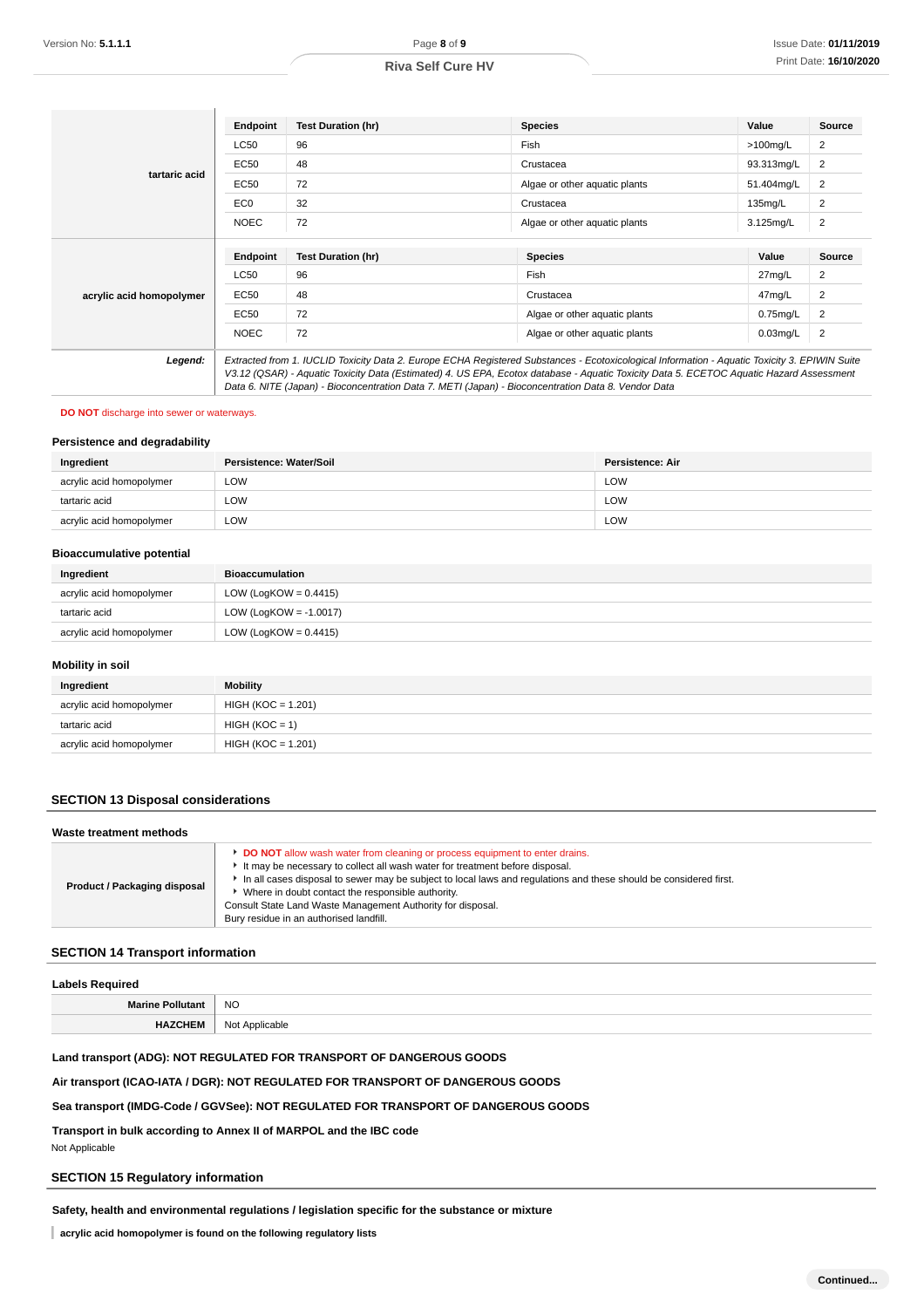| | Endpoint | Test Duration (hr) | Species | Value | Source |
|---|---|---|---|---|---|
| tartaric acid | LC50 | 96 | Fish | >100mg/L | 2 |
| | EC50 | 48 | Crustacea | 93.313mg/L | 2 |
| | EC50 | 72 | Algae or other aquatic plants | 51.404mg/L | 2 |
| | EC0 | 32 | Crustacea | 135mg/L | 2 |
| | NOEC | 72 | Algae or other aquatic plants | 3.125mg/L | 2 |

| | Endpoint | Test Duration (hr) | Species | Value | Source |
|---|---|---|---|---|---|
| acrylic acid homopolymer | LC50 | 96 | Fish | 27mg/L | 2 |
| | EC50 | 48 | Crustacea | 47mg/L | 2 |
| | EC50 | 72 | Algae or other aquatic plants | 0.75mg/L | 2 |
| | NOEC | 72 | Algae or other aquatic plants | 0.03mg/L | 2 |

***Legend:*** *Extracted from 1. IUCLID Toxicity Data 2. Europe ECHA Registered Substances - Ecotoxicological Information - Aquatic Toxicity 3. EPIWIN Suite V3.12 (QSAR) - Aquatic Toxicity Data (Estimated) 4. US EPA, Ecotox database - Aquatic Toxicity Data 5. ECETOC Aquatic Hazard Assessment Data 6. NITE (Japan) - Bioconcentration Data 7. METI (Japan) - Bioconcentration Data 8. Vendor Data*

**DO NOT** discharge into sewer or waterways.

### Persistence and degradability

| Ingredient | Persistence: Water/Soil | Persistence: Air |
|---|---|---|
| acrylic acid homopolymer | LOW | LOW |
| tartaric acid | LOW | LOW |
| acrylic acid homopolymer | LOW | LOW |

### Bioaccumulative potential

| Ingredient | Bioaccumulation |
|---|---|
| acrylic acid homopolymer | LOW (LogKOW = 0.4415) |
| tartaric acid | LOW (LogKOW = -1.0017) |
| acrylic acid homopolymer | LOW (LogKOW = 0.4415) |

### Mobility in soil

| Ingredient | Mobility |
|---|---|
| acrylic acid homopolymer | HIGH (KOC = 1.201) |
| tartaric acid | HIGH (KOC = 1) |
| acrylic acid homopolymer | HIGH (KOC = 1.201) |

## SECTION 13 Disposal considerations

### Waste treatment methods

| | |
|---|---|
| **Product / Packaging disposal** | ▸ **DO NOT** allow wash water from cleaning or process equipment to enter drains.<br>▸ It may be necessary to collect all wash water for treatment before disposal.<br>▸ In all cases disposal to sewer may be subject to local laws and regulations and these should be considered first.<br>▸ Where in doubt contact the responsible authority.<br>Consult State Land Waste Management Authority for disposal.<br>Bury residue in an authorised landfill. |

## SECTION 14 Transport information

### Labels Required

| | |
|---|---|
| **Marine Pollutant** | NO |
| **HAZCHEM** | Not Applicable |

**Land transport (ADG): NOT REGULATED FOR TRANSPORT OF DANGEROUS GOODS**

**Air transport (ICAO-IATA / DGR): NOT REGULATED FOR TRANSPORT OF DANGEROUS GOODS**

**Sea transport (IMDG-Code / GGVSee): NOT REGULATED FOR TRANSPORT OF DANGEROUS GOODS**

**Transport in bulk according to Annex II of MARPOL and the IBC code**

Not Applicable

## SECTION 15 Regulatory information

**Safety, health and environmental regulations / legislation specific for the substance or mixture**

**acrylic acid homopolymer is found on the following regulatory lists**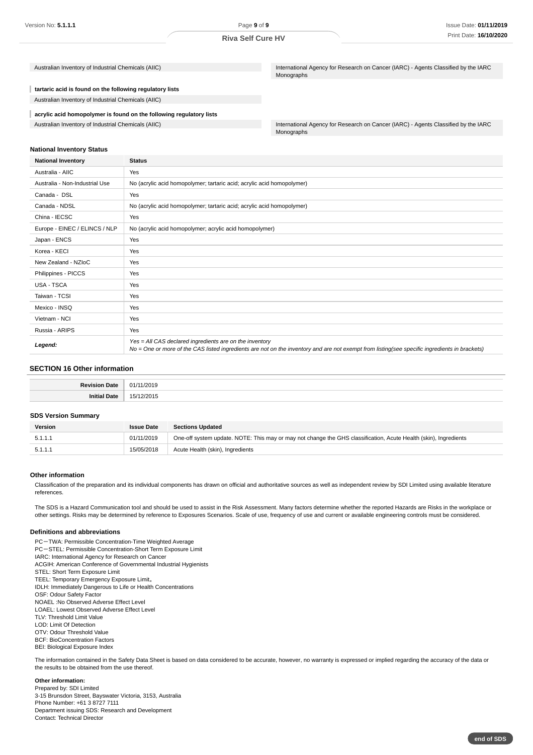| | |
|---|---|
| Australian Inventory of Industrial Chemicals (AIIC) | International Agency for Research on Cancer (IARC) - Agents Classified by the IARC Monographs |

**tartaric acid is found on the following regulatory lists**

| |
|---|
| Australian Inventory of Industrial Chemicals (AIIC) |

**acrylic acid homopolymer is found on the following regulatory lists**

| | |
|---|---|
| Australian Inventory of Industrial Chemicals (AIIC) | International Agency for Research on Cancer (IARC) - Agents Classified by the IARC Monographs |

### National Inventory Status

| National Inventory | Status |
|---|---|
| Australia - AIIC | Yes |
| Australia - Non-Industrial Use | No (acrylic acid homopolymer; tartaric acid; acrylic acid homopolymer) |
| Canada - DSL | Yes |
| Canada - NDSL | No (acrylic acid homopolymer; tartaric acid; acrylic acid homopolymer) |
| China - IECSC | Yes |
| Europe - EINEC / ELINCS / NLP | No (acrylic acid homopolymer; acrylic acid homopolymer) |
| Japan - ENCS | Yes |
| Korea - KECI | Yes |
| New Zealand - NZIoC | Yes |
| Philippines - PICCS | Yes |
| USA - TSCA | Yes |
| Taiwan - TCSI | Yes |
| Mexico - INSQ | Yes |
| Vietnam - NCI | Yes |
| Russia - ARIPS | Yes |
| ***Legend:*** | *Yes = All CAS declared ingredients are on the inventory*<br>*No = One or more of the CAS listed ingredients are not on the inventory and are not exempt from listing(see specific ingredients in brackets)* |

## SECTION 16 Other information

| | |
|---|---|
| **Revision Date** | 01/11/2019 |
| **Initial Date** | 15/12/2015 |

### SDS Version Summary

| Version | Issue Date | Sections Updated |
|---|---|---|
| 5.1.1.1 | 01/11/2019 | One-off system update. NOTE: This may or may not change the GHS classification, Acute Health (skin), Ingredients |
| 5.1.1.1 | 15/05/2018 | Acute Health (skin), Ingredients |

### Other information

Classification of the preparation and its individual components has drawn on official and authoritative sources as well as independent review by SDI Limited using available literature references.

The SDS is a Hazard Communication tool and should be used to assist in the Risk Assessment. Many factors determine whether the reported Hazards are Risks in the workplace or other settings. Risks may be determined by reference to Exposures Scenarios. Scale of use, frequency of use and current or available engineering controls must be considered.

### Definitions and abbreviations

PC－TWA: Permissible Concentration-Time Weighted Average
PC－STEL: Permissible Concentration-Short Term Exposure Limit
IARC: International Agency for Research on Cancer
ACGIH: American Conference of Governmental Industrial Hygienists
STEL: Short Term Exposure Limit
TEEL: Temporary Emergency Exposure Limit。
IDLH: Immediately Dangerous to Life or Health Concentrations
OSF: Odour Safety Factor
NOAEL :No Observed Adverse Effect Level
LOAEL: Lowest Observed Adverse Effect Level
TLV: Threshold Limit Value
LOD: Limit Of Detection
OTV: Odour Threshold Value
BCF: BioConcentration Factors
BEI: Biological Exposure Index

The information contained in the Safety Data Sheet is based on data considered to be accurate, however, no warranty is expressed or implied regarding the accuracy of the data or the results to be obtained from the use thereof.

**Other information:**
Prepared by: SDI Limited
3-15 Brunsdon Street, Bayswater Victoria, 3153, Australia
Phone Number: +61 3 8727 7111
Department issuing SDS: Research and Development
Contact: Technical Director

**end of SDS**